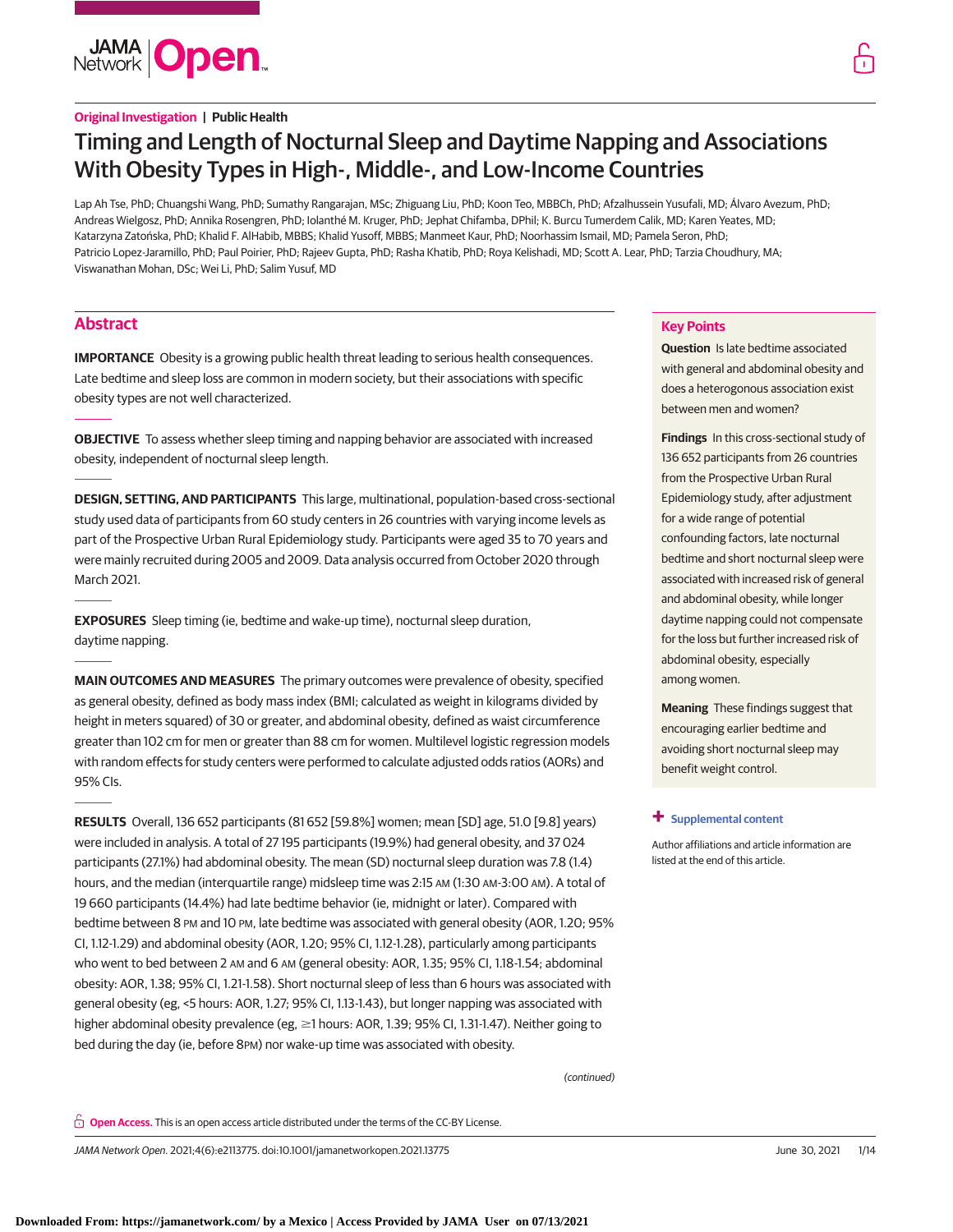**Original Investigation | Public Health**

# Timing and Length of Nocturnal Sleep and Daytime Napping and Associations With Obesity Types in High-, Middle-, and Low-Income Countries

Lap Ah Tse, PhD; Chuangshi Wang, PhD; Sumathy Rangarajan, MSc; Zhiguang Liu, PhD; Koon Teo, MBBCh, PhD; Afzalhussein Yusufali, MD; Álvaro Avezum, PhD; Andreas Wielgosz, PhD; Annika Rosengren, PhD; Iolanthé M. Kruger, PhD; Jephat Chifamba, DPhil; K. Burcu Tumerdem Calik, MD; Karen Yeates, MD; Katarzyna Zatońska, PhD; Khalid F. AlHabib, MBBS; Khalid Yusoff, MBBS; Manmeet Kaur, PhD; Noorhassim Ismail, MD; Pamela Seron, PhD; Patricio Lopez-Jaramillo, PhD; Paul Poirier, PhD; Rajeev Gupta, PhD; Rasha Khatib, PhD; Roya Kelishadi, MD; Scott A. Lear, PhD; Tarzia Choudhury, MA; Viswanathan Mohan, DSc; Wei Li, PhD; Salim Yusuf, MD

## Abstract

**IMPORTANCE** Obesity is a growing public health threat leading to serious health consequences. Late bedtime and sleep loss are common in modern society, but their associations with specific obesity types are not well characterized.

**OBJECTIVE** To assess whether sleep timing and napping behavior are associated with increased obesity, independent of nocturnal sleep length.

**DESIGN, SETTING, AND PARTICIPANTS** This large, multinational, population-based cross-sectional study used data of participants from 60 study centers in 26 countries with varying income levels as part of the Prospective Urban Rural Epidemiology study. Participants were aged 35 to 70 years and were mainly recruited during 2005 and 2009. Data analysis occurred from October 2020 through March 2021.

**EXPOSURES** Sleep timing (ie, bedtime and wake-up time), nocturnal sleep duration, daytime napping.

**MAIN OUTCOMES AND MEASURES** The primary outcomes were prevalence of obesity, specified as general obesity, defined as body mass index (BMI; calculated as weight in kilograms divided by height in meters squared) of 30 or greater, and abdominal obesity, defined as waist circumference greater than 102 cm for men or greater than 88 cm for women. Multilevel logistic regression models with random effects for study centers were performed to calculate adjusted odds ratios (AORs) and 95% CIs.

**RESULTS** Overall, 136 652 participants (81 652 [59.8%] women; mean [SD] age, 51.0 [9.8] years) were included in analysis. A total of 27 195 participants (19.9%) had general obesity, and 37 024 participants (27.1%) had abdominal obesity. The mean (SD) nocturnal sleep duration was 7.8 (1.4) hours, and the median (interquartile range) midsleep time was 2:15 AM (1:30 AM-3:00 AM). A total of 19 660 participants (14.4%) had late bedtime behavior (ie, midnight or later). Compared with bedtime between 8 PM and 10 PM, late bedtime was associated with general obesity (AOR, 1.20; 95% CI, 1.12-1.29) and abdominal obesity (AOR, 1.20; 95% CI, 1.12-1.28), particularly among participants who went to bed between 2 AM and 6 AM (general obesity: AOR, 1.35; 95% CI, 1.18-1.54; abdominal obesity: AOR, 1.38; 95% CI, 1.21-1.58). Short nocturnal sleep of less than 6 hours was associated with general obesity (eg, <5 hours: AOR, 1.27; 95% CI, 1.13-1.43), but longer napping was associated with higher abdominal obesity prevalence (eg, ≥1 hours: AOR, 1.39; 95% CI, 1.31-1.47). Neither going to bed during the day (ie, before 8PM) nor wake-up time was associated with obesity.

*(continued)*

## Key Points

**Question** Is late bedtime associated with general and abdominal obesity and does a heterogonous association exist between men and women?

**Findings** In this cross-sectional study of 136 652 participants from 26 countries from the Prospective Urban Rural Epidemiology study, after adjustment for a wide range of potential confounding factors, late nocturnal bedtime and short nocturnal sleep were associated with increased risk of general and abdominal obesity, while longer daytime napping could not compensate for the loss but further increased risk of abdominal obesity, especially among women.

**Meaning** These findings suggest that encouraging earlier bedtime and avoiding short nocturnal sleep may benefit weight control.

**+ Supplemental content**

Author affiliations and article information are listed at the end of this article.

**Open Access.** This is an open access article distributed under the terms of the CC-BY License.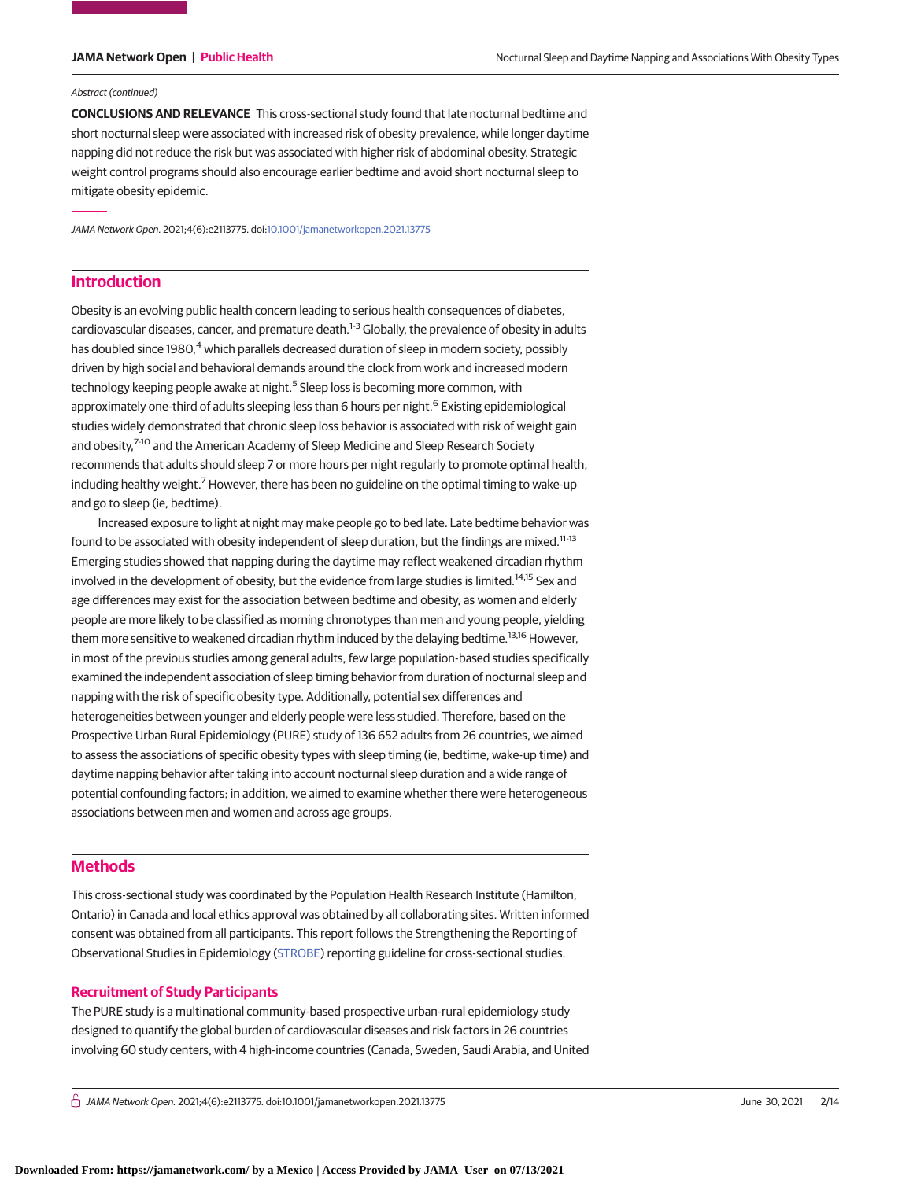Abstract (continued)

**CONCLUSIONS AND RELEVANCE** This cross-sectional study found that late nocturnal bedtime and short nocturnal sleep were associated with increased risk of obesity prevalence, while longer daytime napping did not reduce the risk but was associated with higher risk of abdominal obesity. Strategic weight control programs should also encourage earlier bedtime and avoid short nocturnal sleep to mitigate obesity epidemic.

*JAMA Network Open*. 2021;4(6):e2113775. doi:10.1001/jamanetworkopen.2021.13775

## Introduction

Obesity is an evolving public health concern leading to serious health consequences of diabetes, cardiovascular diseases, cancer, and premature death.[1-3] Globally, the prevalence of obesity in adults has doubled since 1980,[4] which parallels decreased duration of sleep in modern society, possibly driven by high social and behavioral demands around the clock from work and increased modern technology keeping people awake at night.[5] Sleep loss is becoming more common, with approximately one-third of adults sleeping less than 6 hours per night.[6] Existing epidemiological studies widely demonstrated that chronic sleep loss behavior is associated with risk of weight gain and obesity,[7-10] and the American Academy of Sleep Medicine and Sleep Research Society recommends that adults should sleep 7 or more hours per night regularly to promote optimal health, including healthy weight.[7] However, there has been no guideline on the optimal timing to wake-up and go to sleep (ie, bedtime).

Increased exposure to light at night may make people go to bed late. Late bedtime behavior was found to be associated with obesity independent of sleep duration, but the findings are mixed.[11-13] Emerging studies showed that napping during the daytime may reflect weakened circadian rhythm involved in the development of obesity, but the evidence from large studies is limited.[14,15] Sex and age differences may exist for the association between bedtime and obesity, as women and elderly people are more likely to be classified as morning chronotypes than men and young people, yielding them more sensitive to weakened circadian rhythm induced by the delaying bedtime.[13,16] However, in most of the previous studies among general adults, few large population-based studies specifically examined the independent association of sleep timing behavior from duration of nocturnal sleep and napping with the risk of specific obesity type. Additionally, potential sex differences and heterogeneities between younger and elderly people were less studied. Therefore, based on the Prospective Urban Rural Epidemiology (PURE) study of 136 652 adults from 26 countries, we aimed to assess the associations of specific obesity types with sleep timing (ie, bedtime, wake-up time) and daytime napping behavior after taking into account nocturnal sleep duration and a wide range of potential confounding factors; in addition, we aimed to examine whether there were heterogeneous associations between men and women and across age groups.

## Methods

This cross-sectional study was coordinated by the Population Health Research Institute (Hamilton, Ontario) in Canada and local ethics approval was obtained by all collaborating sites. Written informed consent was obtained from all participants. This report follows the Strengthening the Reporting of Observational Studies in Epidemiology (STROBE) reporting guideline for cross-sectional studies.

### Recruitment of Study Participants

The PURE study is a multinational community-based prospective urban-rural epidemiology study designed to quantify the global burden of cardiovascular diseases and risk factors in 26 countries involving 60 study centers, with 4 high-income countries (Canada, Sweden, Saudi Arabia, and United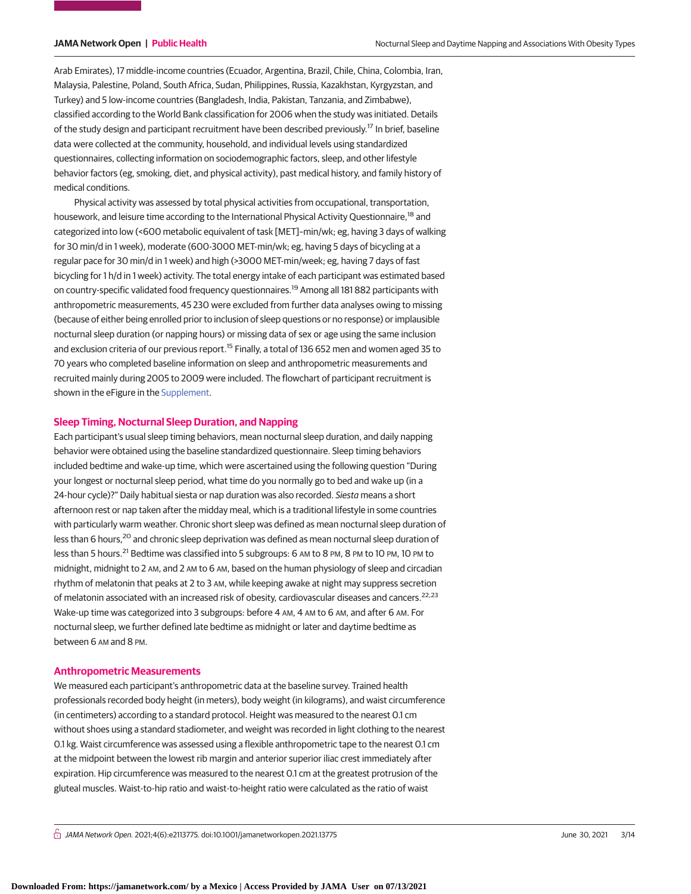Arab Emirates), 17 middle-income countries (Ecuador, Argentina, Brazil, Chile, China, Colombia, Iran, Malaysia, Palestine, Poland, South Africa, Sudan, Philippines, Russia, Kazakhstan, Kyrgyzstan, and Turkey) and 5 low-income countries (Bangladesh, India, Pakistan, Tanzania, and Zimbabwe), classified according to the World Bank classification for 2006 when the study was initiated. Details of the study design and participant recruitment have been described previously.[17] In brief, baseline data were collected at the community, household, and individual levels using standardized questionnaires, collecting information on sociodemographic factors, sleep, and other lifestyle behavior factors (eg, smoking, diet, and physical activity), past medical history, and family history of medical conditions.

Physical activity was assessed by total physical activities from occupational, transportation, housework, and leisure time according to the International Physical Activity Questionnaire,[18] and categorized into low (<600 metabolic equivalent of task [MET]–min/wk; eg, having 3 days of walking for 30 min/d in 1 week), moderate (600-3000 MET-min/wk; eg, having 5 days of bicycling at a regular pace for 30 min/d in 1 week) and high (>3000 MET-min/week; eg, having 7 days of fast bicycling for 1 h/d in 1 week) activity. The total energy intake of each participant was estimated based on country-specific validated food frequency questionnaires.[19] Among all 181 882 participants with anthropometric measurements, 45 230 were excluded from further data analyses owing to missing (because of either being enrolled prior to inclusion of sleep questions or no response) or implausible nocturnal sleep duration (or napping hours) or missing data of sex or age using the same inclusion and exclusion criteria of our previous report.[15] Finally, a total of 136 652 men and women aged 35 to 70 years who completed baseline information on sleep and anthropometric measurements and recruited mainly during 2005 to 2009 were included. The flowchart of participant recruitment is shown in the eFigure in the Supplement.

## Sleep Timing, Nocturnal Sleep Duration, and Napping

Each participant's usual sleep timing behaviors, mean nocturnal sleep duration, and daily napping behavior were obtained using the baseline standardized questionnaire. Sleep timing behaviors included bedtime and wake-up time, which were ascertained using the following question "During your longest or nocturnal sleep period, what time do you normally go to bed and wake up (in a 24-hour cycle)?" Daily habitual siesta or nap duration was also recorded. *Siesta* means a short afternoon rest or nap taken after the midday meal, which is a traditional lifestyle in some countries with particularly warm weather. Chronic short sleep was defined as mean nocturnal sleep duration of less than 6 hours,[20] and chronic sleep deprivation was defined as mean nocturnal sleep duration of less than 5 hours.[21] Bedtime was classified into 5 subgroups: 6 AM to 8 PM, 8 PM to 10 PM, 10 PM to midnight, midnight to 2 AM, and 2 AM to 6 AM, based on the human physiology of sleep and circadian rhythm of melatonin that peaks at 2 to 3 AM, while keeping awake at night may suppress secretion of melatonin associated with an increased risk of obesity, cardiovascular diseases and cancers.[22,23] Wake-up time was categorized into 3 subgroups: before 4 AM, 4 AM to 6 AM, and after 6 AM. For nocturnal sleep, we further defined late bedtime as midnight or later and daytime bedtime as between 6 AM and 8 PM.

## Anthropometric Measurements

We measured each participant's anthropometric data at the baseline survey. Trained health professionals recorded body height (in meters), body weight (in kilograms), and waist circumference (in centimeters) according to a standard protocol. Height was measured to the nearest 0.1 cm without shoes using a standard stadiometer, and weight was recorded in light clothing to the nearest 0.1 kg. Waist circumference was assessed using a flexible anthropometric tape to the nearest 0.1 cm at the midpoint between the lowest rib margin and anterior superior iliac crest immediately after expiration. Hip circumference was measured to the nearest 0.1 cm at the greatest protrusion of the gluteal muscles. Waist-to-hip ratio and waist-to-height ratio were calculated as the ratio of waist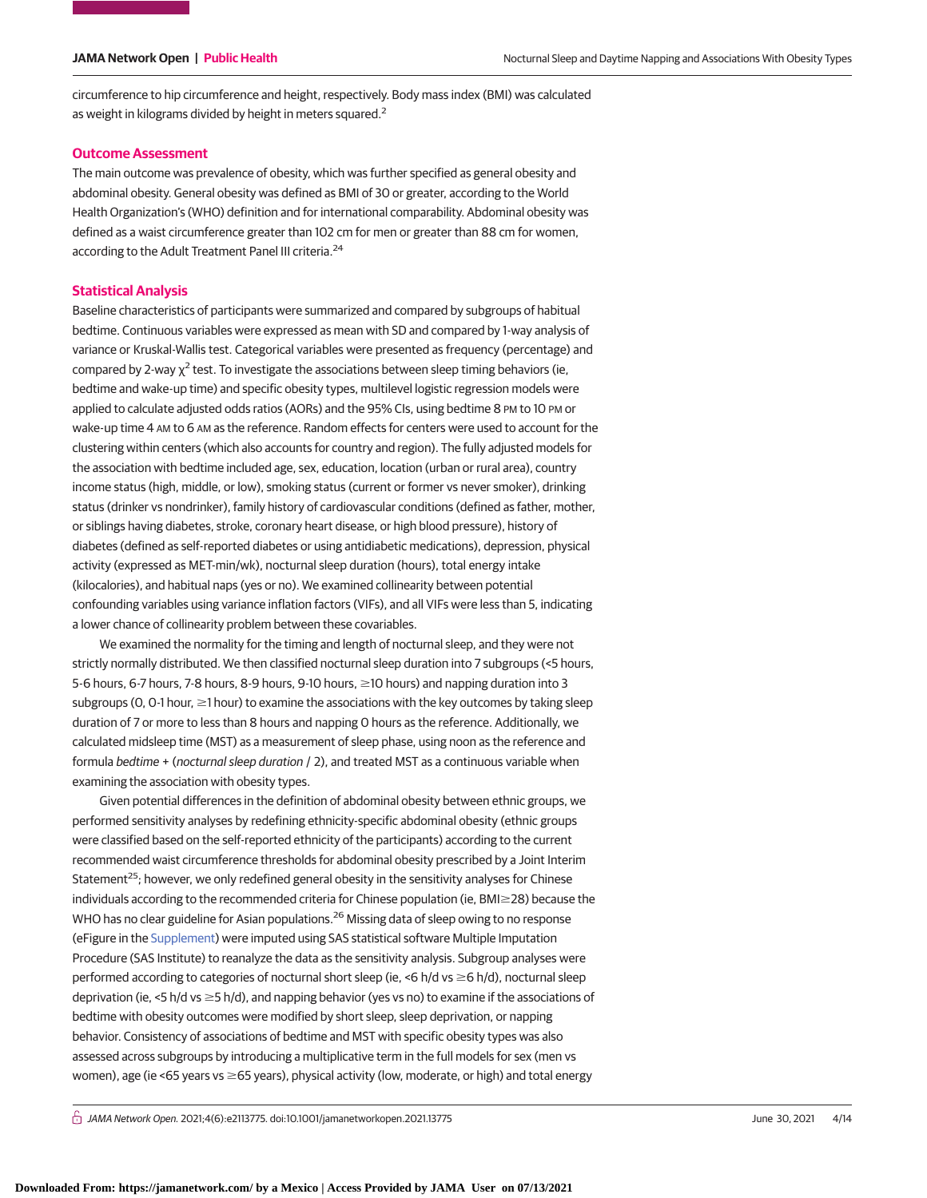circumference to hip circumference and height, respectively. Body mass index (BMI) was calculated as weight in kilograms divided by height in meters squared.[2]

### Outcome Assessment

The main outcome was prevalence of obesity, which was further specified as general obesity and abdominal obesity. General obesity was defined as BMI of 30 or greater, according to the World Health Organization's (WHO) definition and for international comparability. Abdominal obesity was defined as a waist circumference greater than 102 cm for men or greater than 88 cm for women, according to the Adult Treatment Panel III criteria.[24]

### Statistical Analysis

Baseline characteristics of participants were summarized and compared by subgroups of habitual bedtime. Continuous variables were expressed as mean with SD and compared by 1-way analysis of variance or Kruskal-Wallis test. Categorical variables were presented as frequency (percentage) and compared by 2-way $\chi^2$ test. To investigate the associations between sleep timing behaviors (ie, bedtime and wake-up time) and specific obesity types, multilevel logistic regression models were applied to calculate adjusted odds ratios (AORs) and the 95% CIs, using bedtime 8 PM to 10 PM or wake-up time 4 AM to 6 AM as the reference. Random effects for centers were used to account for the clustering within centers (which also accounts for country and region). The fully adjusted models for the association with bedtime included age, sex, education, location (urban or rural area), country income status (high, middle, or low), smoking status (current or former vs never smoker), drinking status (drinker vs nondrinker), family history of cardiovascular conditions (defined as father, mother, or siblings having diabetes, stroke, coronary heart disease, or high blood pressure), history of diabetes (defined as self-reported diabetes or using antidiabetic medications), depression, physical activity (expressed as MET-min/wk), nocturnal sleep duration (hours), total energy intake (kilocalories), and habitual naps (yes or no). We examined collinearity between potential confounding variables using variance inflation factors (VIFs), and all VIFs were less than 5, indicating a lower chance of collinearity problem between these covariables.

We examined the normality for the timing and length of nocturnal sleep, and they were not strictly normally distributed. We then classified nocturnal sleep duration into 7 subgroups (<5 hours, 5-6 hours, 6-7 hours, 7-8 hours, 8-9 hours, 9-10 hours, ≥10 hours) and napping duration into 3 subgroups (0, 0-1 hour, ≥1 hour) to examine the associations with the key outcomes by taking sleep duration of 7 or more to less than 8 hours and napping 0 hours as the reference. Additionally, we calculated midsleep time (MST) as a measurement of sleep phase, using noon as the reference and formula *bedtime* + (*nocturnal sleep duration* / 2), and treated MST as a continuous variable when examining the association with obesity types.

Given potential differences in the definition of abdominal obesity between ethnic groups, we performed sensitivity analyses by redefining ethnicity-specific abdominal obesity (ethnic groups were classified based on the self-reported ethnicity of the participants) according to the current recommended waist circumference thresholds for abdominal obesity prescribed by a Joint Interim Statement[25]; however, we only redefined general obesity in the sensitivity analyses for Chinese individuals according to the recommended criteria for Chinese population (ie, BMI≥28) because the WHO has no clear guideline for Asian populations.[26] Missing data of sleep owing to no response (eFigure in the Supplement) were imputed using SAS statistical software Multiple Imputation Procedure (SAS Institute) to reanalyze the data as the sensitivity analysis. Subgroup analyses were performed according to categories of nocturnal short sleep (ie, <6 h/d vs ≥6 h/d), nocturnal sleep deprivation (ie, <5 h/d vs ≥5 h/d), and napping behavior (yes vs no) to examine if the associations of bedtime with obesity outcomes were modified by short sleep, sleep deprivation, or napping behavior. Consistency of associations of bedtime and MST with specific obesity types was also assessed across subgroups by introducing a multiplicative term in the full models for sex (men vs women), age (ie <65 years vs ≥65 years), physical activity (low, moderate, or high) and total energy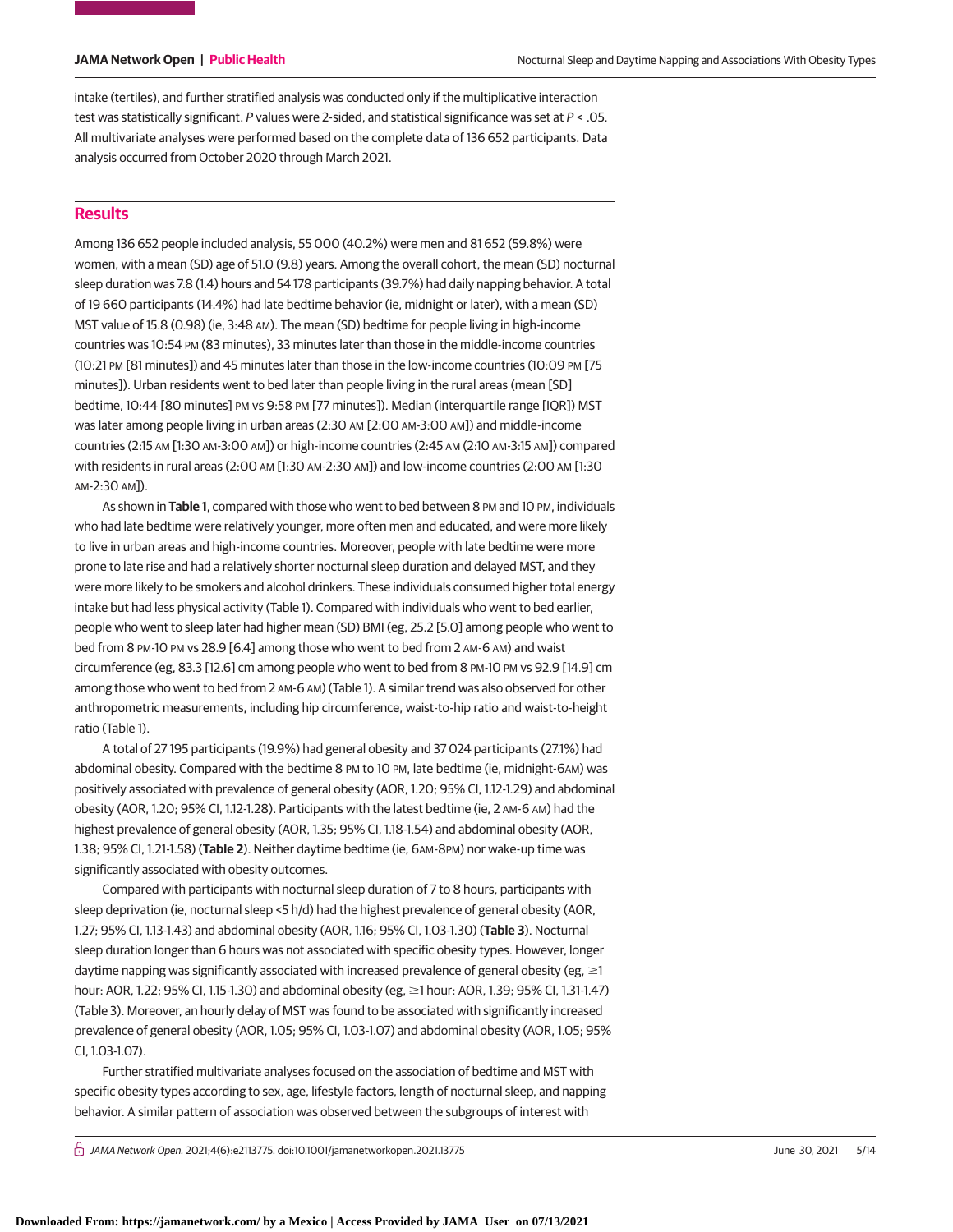intake (tertiles), and further stratified analysis was conducted only if the multiplicative interaction test was statistically significant. *P* values were 2-sided, and statistical significance was set at *P* < .05. All multivariate analyses were performed based on the complete data of 136 652 participants. Data analysis occurred from October 2020 through March 2021.

## Results

Among 136 652 people included analysis, 55 000 (40.2%) were men and 81 652 (59.8%) were women, with a mean (SD) age of 51.0 (9.8) years. Among the overall cohort, the mean (SD) nocturnal sleep duration was 7.8 (1.4) hours and 54 178 participants (39.7%) had daily napping behavior. A total of 19 660 participants (14.4%) had late bedtime behavior (ie, midnight or later), with a mean (SD) MST value of 15.8 (0.98) (ie, 3:48 AM). The mean (SD) bedtime for people living in high-income countries was 10:54 PM (83 minutes), 33 minutes later than those in the middle-income countries (10:21 PM [81 minutes]) and 45 minutes later than those in the low-income countries (10:09 PM [75 minutes]). Urban residents went to bed later than people living in the rural areas (mean [SD] bedtime, 10:44 [80 minutes] PM vs 9:58 PM [77 minutes]). Median (interquartile range [IQR]) MST was later among people living in urban areas (2:30 AM [2:00 AM-3:00 AM]) and middle-income countries (2:15 AM [1:30 AM-3:00 AM]) or high-income countries (2:45 AM (2:10 AM-3:15 AM]) compared with residents in rural areas (2:00 AM [1:30 AM-2:30 AM]) and low-income countries (2:00 AM [1:30 AM-2:30 AM]).

As shown in **Table 1**, compared with those who went to bed between 8 PM and 10 PM, individuals who had late bedtime were relatively younger, more often men and educated, and were more likely to live in urban areas and high-income countries. Moreover, people with late bedtime were more prone to late rise and had a relatively shorter nocturnal sleep duration and delayed MST, and they were more likely to be smokers and alcohol drinkers. These individuals consumed higher total energy intake but had less physical activity (Table 1). Compared with individuals who went to bed earlier, people who went to sleep later had higher mean (SD) BMI (eg, 25.2 [5.0] among people who went to bed from 8 PM-10 PM vs 28.9 [6.4] among those who went to bed from 2 AM-6 AM) and waist circumference (eg, 83.3 [12.6] cm among people who went to bed from 8 PM-10 PM vs 92.9 [14.9] cm among those who went to bed from 2 AM-6 AM) (Table 1). A similar trend was also observed for other anthropometric measurements, including hip circumference, waist-to-hip ratio and waist-to-height ratio (Table 1).

A total of 27 195 participants (19.9%) had general obesity and 37 024 participants (27.1%) had abdominal obesity. Compared with the bedtime 8 PM to 10 PM, late bedtime (ie, midnight-6AM) was positively associated with prevalence of general obesity (AOR, 1.20; 95% CI, 1.12-1.29) and abdominal obesity (AOR, 1.20; 95% CI, 1.12-1.28). Participants with the latest bedtime (ie, 2 AM-6 AM) had the highest prevalence of general obesity (AOR, 1.35; 95% CI, 1.18-1.54) and abdominal obesity (AOR, 1.38; 95% CI, 1.21-1.58) (**Table 2**). Neither daytime bedtime (ie, 6AM-8PM) nor wake-up time was significantly associated with obesity outcomes.

Compared with participants with nocturnal sleep duration of 7 to 8 hours, participants with sleep deprivation (ie, nocturnal sleep <5 h/d) had the highest prevalence of general obesity (AOR, 1.27; 95% CI, 1.13-1.43) and abdominal obesity (AOR, 1.16; 95% CI, 1.03-1.30) (**Table 3**). Nocturnal sleep duration longer than 6 hours was not associated with specific obesity types. However, longer daytime napping was significantly associated with increased prevalence of general obesity (eg, ≥1 hour: AOR, 1.22; 95% CI, 1.15-1.30) and abdominal obesity (eg, ≥1 hour: AOR, 1.39; 95% CI, 1.31-1.47) (Table 3). Moreover, an hourly delay of MST was found to be associated with significantly increased prevalence of general obesity (AOR, 1.05; 95% CI, 1.03-1.07) and abdominal obesity (AOR, 1.05; 95% CI, 1.03-1.07).

Further stratified multivariate analyses focused on the association of bedtime and MST with specific obesity types according to sex, age, lifestyle factors, length of nocturnal sleep, and napping behavior. A similar pattern of association was observed between the subgroups of interest with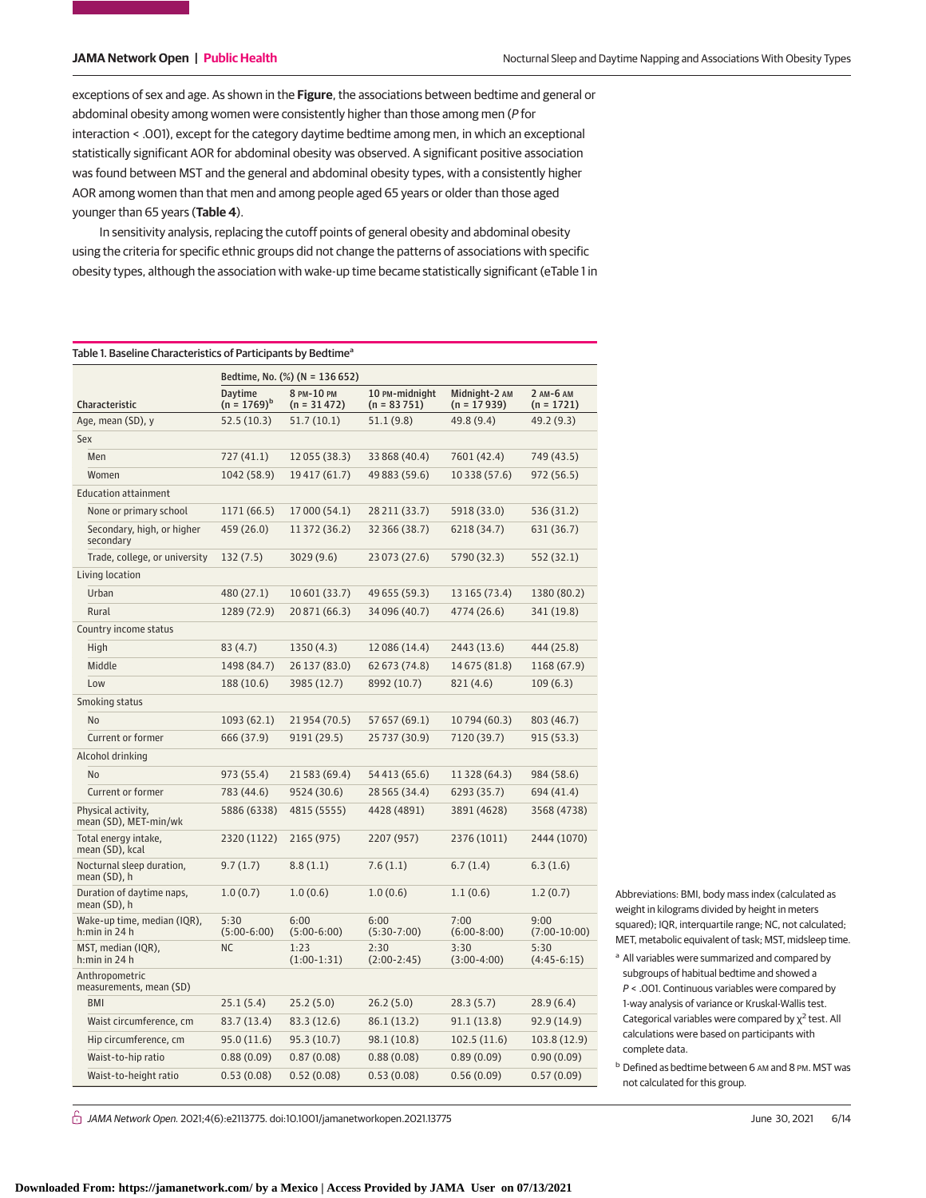exceptions of sex and age. As shown in the **Figure**, the associations between bedtime and general or abdominal obesity among women were consistently higher than those among men (*P* for interaction < .001), except for the category daytime bedtime among men, in which an exceptional statistically significant AOR for abdominal obesity was observed. A significant positive association was found between MST and the general and abdominal obesity types, with a consistently higher AOR among women than that men and among people aged 65 years or older than those aged younger than 65 years (**Table 4**).

In sensitivity analysis, replacing the cutoff points of general obesity and abdominal obesity using the criteria for specific ethnic groups did not change the patterns of associations with specific obesity types, although the association with wake-up time became statistically significant (eTable 1 in

Table 1. Baseline Characteristics of Participants by Bedtime[a]

| Characteristic | Bedtime, No. (%) (N = 136 652) | | | | |
|---|---|---|---|---|---|
| | Daytime (n = 1769)[b] | 8 PM-10 PM (n = 31 472) | 10 PM-midnight (n = 83 751) | Midnight-2 AM (n = 17 939) | 2 AM-6 AM (n = 1721) |
| Age, mean (SD), y | 52.5 (10.3) | 51.7 (10.1) | 51.1 (9.8) | 49.8 (9.4) | 49.2 (9.3) |
| Sex | | | | | |
| Men | 727 (41.1) | 12 055 (38.3) | 33 868 (40.4) | 7601 (42.4) | 749 (43.5) |
| Women | 1042 (58.9) | 19 417 (61.7) | 49 883 (59.6) | 10 338 (57.6) | 972 (56.5) |
| Education attainment | | | | | |
| None or primary school | 1171 (66.5) | 17 000 (54.1) | 28 211 (33.7) | 5918 (33.0) | 536 (31.2) |
| Secondary, high, or higher secondary | 459 (26.0) | 11 372 (36.2) | 32 366 (38.7) | 6218 (34.7) | 631 (36.7) |
| Trade, college, or university | 132 (7.5) | 3029 (9.6) | 23 073 (27.6) | 5790 (32.3) | 552 (32.1) |
| Living location | | | | | |
| Urban | 480 (27.1) | 10 601 (33.7) | 49 655 (59.3) | 13 165 (73.4) | 1380 (80.2) |
| Rural | 1289 (72.9) | 20 871 (66.3) | 34 096 (40.7) | 4774 (26.6) | 341 (19.8) |
| Country income status | | | | | |
| High | 83 (4.7) | 1350 (4.3) | 12 086 (14.4) | 2443 (13.6) | 444 (25.8) |
| Middle | 1498 (84.7) | 26 137 (83.0) | 62 673 (74.8) | 14 675 (81.8) | 1168 (67.9) |
| Low | 188 (10.6) | 3985 (12.7) | 8992 (10.7) | 821 (4.6) | 109 (6.3) |
| Smoking status | | | | | |
| No | 1093 (62.1) | 21 954 (70.5) | 57 657 (69.1) | 10 794 (60.3) | 803 (46.7) |
| Current or former | 666 (37.9) | 9191 (29.5) | 25 737 (30.9) | 7120 (39.7) | 915 (53.3) |
| Alcohol drinking | | | | | |
| No | 973 (55.4) | 21 583 (69.4) | 54 413 (65.6) | 11 328 (64.3) | 984 (58.6) |
| Current or former | 783 (44.6) | 9524 (30.6) | 28 565 (34.4) | 6293 (35.7) | 694 (41.4) |
| Physical activity, mean (SD), MET-min/wk | 5886 (6338) | 4815 (5555) | 4428 (4891) | 3891 (4628) | 3568 (4738) |
| Total energy intake, mean (SD), kcal | 2320 (1122) | 2165 (975) | 2207 (957) | 2376 (1011) | 2444 (1070) |
| Nocturnal sleep duration, mean (SD), h | 9.7 (1.7) | 8.8 (1.1) | 7.6 (1.1) | 6.7 (1.4) | 6.3 (1.6) |
| Duration of daytime naps, mean (SD), h | 1.0 (0.7) | 1.0 (0.6) | 1.0 (0.6) | 1.1 (0.6) | 1.2 (0.7) |
| Wake-up time, median (IQR), h:min in 24 h | 5:30 (5:00-6:00) | 6:00 (5:00-6:00) | 6:00 (5:30-7:00) | 7:00 (6:00-8:00) | 9:00 (7:00-10:00) |
| MST, median (IQR), h:min in 24 h | NC | 1:23 (1:00-1:31) | 2:30 (2:00-2:45) | 3:30 (3:00-4:00) | 5:30 (4:45-6:15) |
| Anthropometric measurements, mean (SD) | | | | | |
| BMI | 25.1 (5.4) | 25.2 (5.0) | 26.2 (5.0) | 28.3 (5.7) | 28.9 (6.4) |
| Waist circumference, cm | 83.7 (13.4) | 83.3 (12.6) | 86.1 (13.2) | 91.1 (13.8) | 92.9 (14.9) |
| Hip circumference, cm | 95.0 (11.6) | 95.3 (10.7) | 98.1 (10.8) | 102.5 (11.6) | 103.8 (12.9) |
| Waist-to-hip ratio | 0.88 (0.09) | 0.87 (0.08) | 0.88 (0.08) | 0.89 (0.09) | 0.90 (0.09) |
| Waist-to-height ratio | 0.53 (0.08) | 0.52 (0.08) | 0.53 (0.08) | 0.56 (0.09) | 0.57 (0.09) |

Abbreviations: BMI, body mass index (calculated as weight in kilograms divided by height in meters squared); IQR, interquartile range; NC, not calculated; MET, metabolic equivalent of task; MST, midsleep time.

[a] All variables were summarized and compared by subgroups of habitual bedtime and showed a *P* < .001. Continuous variables were compared by 1-way analysis of variance or Kruskal-Wallis test. Categorical variables were compared by $\chi^2$ test. All calculations were based on participants with complete data.

[b] Defined as bedtime between 6 AM and 8 PM. MST was not calculated for this group.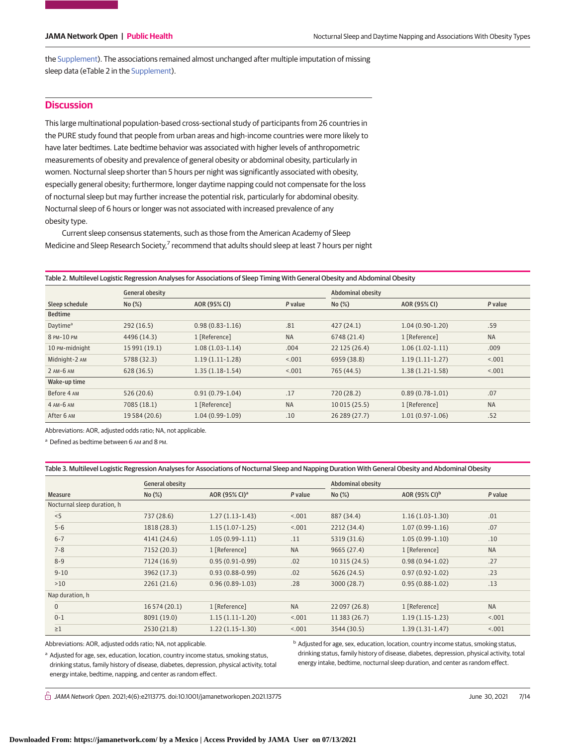the Supplement). The associations remained almost unchanged after multiple imputation of missing sleep data (eTable 2 in the Supplement).

## Discussion

This large multinational population-based cross-sectional study of participants from 26 countries in the PURE study found that people from urban areas and high-income countries were more likely to have later bedtimes. Late bedtime behavior was associated with higher levels of anthropometric measurements of obesity and prevalence of general obesity or abdominal obesity, particularly in women. Nocturnal sleep shorter than 5 hours per night was significantly associated with obesity, especially general obesity; furthermore, longer daytime napping could not compensate for the loss of nocturnal sleep but may further increase the potential risk, particularly for abdominal obesity. Nocturnal sleep of 6 hours or longer was not associated with increased prevalence of any obesity type.

Current sleep consensus statements, such as those from the American Academy of Sleep Medicine and Sleep Research Society,[7] recommend that adults should sleep at least 7 hours per night

Table 2. Multilevel Logistic Regression Analyses for Associations of Sleep Timing With General Obesity and Abdominal Obesity

| | General obesity | | | Abdominal obesity | | |
|---|---|---|---|---|---|---|
| Sleep schedule | No (%) | AOR (95% CI) | P value | No (%) | AOR (95% CI) | P value |
| **Bedtime** | | | | | | |
| Daytime[a] | 292 (16.5) | 0.98 (0.83-1.16) | .81 | 427 (24.1) | 1.04 (0.90-1.20) | .59 |
| 8 PM-10 PM | 4496 (14.3) | 1 [Reference] | NA | 6748 (21.4) | 1 [Reference] | NA |
| 10 PM-midnight | 15 991 (19.1) | 1.08 (1.03-1.14) | .004 | 22 125 (26.4) | 1.06 (1.02-1.11) | .009 |
| Midnight-2 AM | 5788 (32.3) | 1.19 (1.11-1.28) | <.001 | 6959 (38.8) | 1.19 (1.11-1.27) | <.001 |
| 2 AM-6 AM | 628 (36.5) | 1.35 (1.18-1.54) | <.001 | 765 (44.5) | 1.38 (1.21-1.58) | <.001 |
| **Wake-up time** | | | | | | |
| Before 4 AM | 526 (20.6) | 0.91 (0.79-1.04) | .17 | 720 (28.2) | 0.89 (0.78-1.01) | .07 |
| 4 AM-6 AM | 7085 (18.1) | 1 [Reference] | NA | 10 015 (25.5) | 1 [Reference] | NA |
| After 6 AM | 19 584 (20.6) | 1.04 (0.99-1.09) | .10 | 26 289 (27.7) | 1.01 (0.97-1.06) | .52 |

Abbreviations: AOR, adjusted odds ratio; NA, not applicable.

[a] Defined as bedtime between 6 AM and 8 PM.

Table 3. Multilevel Logistic Regression Analyses for Associations of Nocturnal Sleep and Napping Duration With General Obesity and Abdominal Obesity

| | General obesity | | | Abdominal obesity | | |
|---|---|---|---|---|---|---|
| Measure | No (%) | AOR (95% CI)[a] | P value | No (%) | AOR (95% CI)[b] | P value |
| Nocturnal sleep duration, h | | | | | | |
| <5 | 737 (28.6) | 1.27 (1.13-1.43) | <.001 | 887 (34.4) | 1.16 (1.03-1.30) | .01 |
| 5-6 | 1818 (28.3) | 1.15 (1.07-1.25) | <.001 | 2212 (34.4) | 1.07 (0.99-1.16) | .07 |
| 6-7 | 4141 (24.6) | 1.05 (0.99-1.11) | .11 | 5319 (31.6) | 1.05 (0.99-1.10) | .10 |
| 7-8 | 7152 (20.3) | 1 [Reference] | NA | 9665 (27.4) | 1 [Reference] | NA |
| 8-9 | 7124 (16.9) | 0.95 (0.91-0.99) | .02 | 10 315 (24.5) | 0.98 (0.94-1.02) | .27 |
| 9-10 | 3962 (17.3) | 0.93 (0.88-0.99) | .02 | 5626 (24.5) | 0.97 (0.92-1.02) | .23 |
| >10 | 2261 (21.6) | 0.96 (0.89-1.03) | .28 | 3000 (28.7) | 0.95 (0.88-1.02) | .13 |
| Nap duration, h | | | | | | |
| 0 | 16 574 (20.1) | 1 [Reference] | NA | 22 097 (26.8) | 1 [Reference] | NA |
| 0-1 | 8091 (19.0) | 1.15 (1.11-1.20) | <.001 | 11 383 (26.7) | 1.19 (1.15-1.23) | <.001 |
| ≥1 | 2530 (21.8) | 1.22 (1.15-1.30) | <.001 | 3544 (30.5) | 1.39 (1.31-1.47) | <.001 |

Abbreviations: AOR, adjusted odds ratio; NA, not applicable.

[a] Adjusted for age, sex, education, location, country income status, smoking status, drinking status, family history of disease, diabetes, depression, physical activity, total energy intake, bedtime, napping, and center as random effect.

[b] Adjusted for age, sex, education, location, country income status, smoking status, drinking status, family history of disease, diabetes, depression, physical activity, total energy intake, bedtime, nocturnal sleep duration, and center as random effect.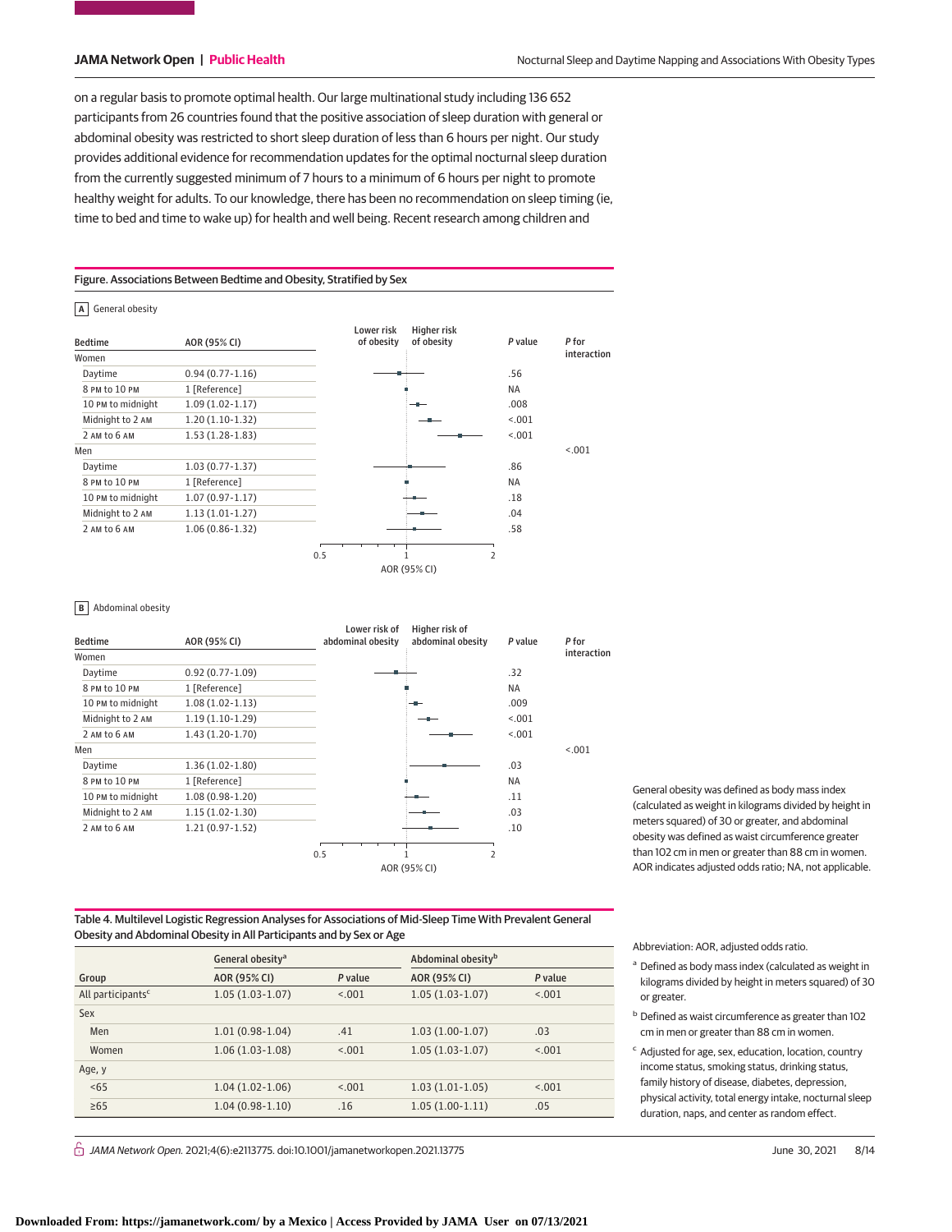on a regular basis to promote optimal health. Our large multinational study including 136 652 participants from 26 countries found that the positive association of sleep duration with general or abdominal obesity was restricted to short sleep duration of less than 6 hours per night. Our study provides additional evidence for recommendation updates for the optimal nocturnal sleep duration from the currently suggested minimum of 7 hours to a minimum of 6 hours per night to promote healthy weight for adults. To our knowledge, there has been no recommendation on sleep timing (ie, time to bed and time to wake up) for health and well being. Recent research among children and

**Figure. Associations Between Bedtime and Obesity, Stratified by Sex**

**A** General obesity

| Bedtime | AOR (95% CI) | P value | P for interaction |
|---|---|---|---|
| Women | | | <.001 |
| Daytime | 0.94 (0.77-1.16) | .56 | |
| 8 PM to 10 PM | 1 [Reference] | NA | |
| 10 PM to midnight | 1.09 (1.02-1.17) | .008 | |
| Midnight to 2 AM | 1.20 (1.10-1.32) | <.001 | |
| 2 AM to 6 AM | 1.53 (1.28-1.83) | <.001 | |
| Men | | | |
| Daytime | 1.03 (0.77-1.37) | .86 | |
| 8 PM to 10 PM | 1 [Reference] | NA | |
| 10 PM to midnight | 1.07 (0.97-1.17) | .18 | |
| Midnight to 2 AM | 1.13 (1.01-1.27) | .04 | |
| 2 AM to 6 AM | 1.06 (0.86-1.32) | .58 | |

**B** Abdominal obesity

| Bedtime | AOR (95% CI) | P value | P for interaction |
|---|---|---|---|
| Women | | | <.001 |
| Daytime | 0.92 (0.77-1.09) | .32 | |
| 8 PM to 10 PM | 1 [Reference] | NA | |
| 10 PM to midnight | 1.08 (1.02-1.13) | .009 | |
| Midnight to 2 AM | 1.19 (1.10-1.29) | <.001 | |
| 2 AM to 6 AM | 1.43 (1.20-1.70) | <.001 | |
| Men | | | |
| Daytime | 1.36 (1.02-1.80) | .03 | |
| 8 PM to 10 PM | 1 [Reference] | NA | |
| 10 PM to midnight | 1.08 (0.98-1.20) | .11 | |
| Midnight to 2 AM | 1.15 (1.02-1.30) | .03 | |
| 2 AM to 6 AM | 1.21 (0.97-1.52) | .10 | |

General obesity was defined as body mass index (calculated as weight in kilograms divided by height in meters squared) of 30 or greater, and abdominal obesity was defined as waist circumference greater than 102 cm in men or greater than 88 cm in women. AOR indicates adjusted odds ratio; NA, not applicable.

**Table 4. Multilevel Logistic Regression Analyses for Associations of Mid-Sleep Time With Prevalent General Obesity and Abdominal Obesity in All Participants and by Sex or Age**

| Group | General obesity[a] | | Abdominal obesity[b] | |
|---|---|---|---|---|
| | AOR (95% CI) | P value | AOR (95% CI) | P value |
| All participants[c] | 1.05 (1.03-1.07) | <.001 | 1.05 (1.03-1.07) | <.001 |
| Sex | | | | |
| Men | 1.01 (0.98-1.04) | .41 | 1.03 (1.00-1.07) | .03 |
| Women | 1.06 (1.03-1.08) | <.001 | 1.05 (1.03-1.07) | <.001 |
| Age, y | | | | |
| <65 | 1.04 (1.02-1.06) | <.001 | 1.03 (1.01-1.05) | <.001 |
| ≥65 | 1.04 (0.98-1.10) | .16 | 1.05 (1.00-1.11) | .05 |

Abbreviation: AOR, adjusted odds ratio.

[a] Defined as body mass index (calculated as weight in kilograms divided by height in meters squared) of 30 or greater.

[b] Defined as waist circumference as greater than 102 cm in men or greater than 88 cm in women.

[c] Adjusted for age, sex, education, location, country income status, smoking status, drinking status, family history of disease, diabetes, depression, physical activity, total energy intake, nocturnal sleep duration, naps, and center as random effect.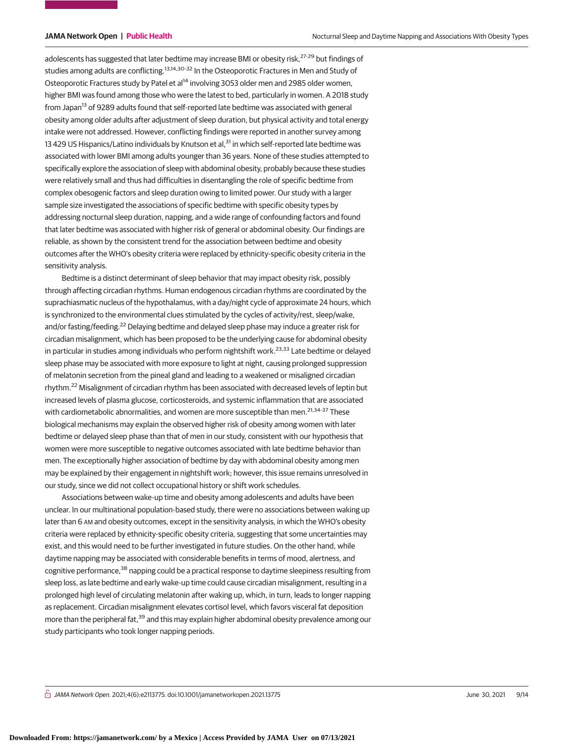adolescents has suggested that later bedtime may increase BMI or obesity risk,[27-29] but findings of studies among adults are conflicting.[13,14,30-32] In the Osteoporotic Fractures in Men and Study of Osteoporotic Fractures study by Patel et al[14] involving 3053 older men and 2985 older women, higher BMI was found among those who were the latest to bed, particularly in women. A 2018 study from Japan[13] of 9289 adults found that self-reported late bedtime was associated with general obesity among older adults after adjustment of sleep duration, but physical activity and total energy intake were not addressed. However, conflicting findings were reported in another survey among 13 429 US Hispanics/Latino individuals by Knutson et al,[31] in which self-reported late bedtime was associated with lower BMI among adults younger than 36 years. None of these studies attempted to specifically explore the association of sleep with abdominal obesity, probably because these studies were relatively small and thus had difficulties in disentangling the role of specific bedtime from complex obesogenic factors and sleep duration owing to limited power. Our study with a larger sample size investigated the associations of specific bedtime with specific obesity types by addressing nocturnal sleep duration, napping, and a wide range of confounding factors and found that later bedtime was associated with higher risk of general or abdominal obesity. Our findings are reliable, as shown by the consistent trend for the association between bedtime and obesity outcomes after the WHO's obesity criteria were replaced by ethnicity-specific obesity criteria in the sensitivity analysis.

Bedtime is a distinct determinant of sleep behavior that may impact obesity risk, possibly through affecting circadian rhythms. Human endogenous circadian rhythms are coordinated by the suprachiasmatic nucleus of the hypothalamus, with a day/night cycle of approximate 24 hours, which is synchronized to the environmental clues stimulated by the cycles of activity/rest, sleep/wake, and/or fasting/feeding.[22] Delaying bedtime and delayed sleep phase may induce a greater risk for circadian misalignment, which has been proposed to be the underlying cause for abdominal obesity in particular in studies among individuals who perform nightshift work.[23,33] Late bedtime or delayed sleep phase may be associated with more exposure to light at night, causing prolonged suppression of melatonin secretion from the pineal gland and leading to a weakened or misaligned circadian rhythm.[22] Misalignment of circadian rhythm has been associated with decreased levels of leptin but increased levels of plasma glucose, corticosteroids, and systemic inflammation that are associated with cardiometabolic abnormalities, and women are more susceptible than men.[21,34-37] These biological mechanisms may explain the observed higher risk of obesity among women with later bedtime or delayed sleep phase than that of men in our study, consistent with our hypothesis that women were more susceptible to negative outcomes associated with late bedtime behavior than men. The exceptionally higher association of bedtime by day with abdominal obesity among men may be explained by their engagement in nightshift work; however, this issue remains unresolved in our study, since we did not collect occupational history or shift work schedules.

Associations between wake-up time and obesity among adolescents and adults have been unclear. In our multinational population-based study, there were no associations between waking up later than 6 AM and obesity outcomes, except in the sensitivity analysis, in which the WHO's obesity criteria were replaced by ethnicity-specific obesity criteria, suggesting that some uncertainties may exist, and this would need to be further investigated in future studies. On the other hand, while daytime napping may be associated with considerable benefits in terms of mood, alertness, and cognitive performance,[38] napping could be a practical response to daytime sleepiness resulting from sleep loss, as late bedtime and early wake-up time could cause circadian misalignment, resulting in a prolonged high level of circulating melatonin after waking up, which, in turn, leads to longer napping as replacement. Circadian misalignment elevates cortisol level, which favors visceral fat deposition more than the peripheral fat,[39] and this may explain higher abdominal obesity prevalence among our study participants who took longer napping periods.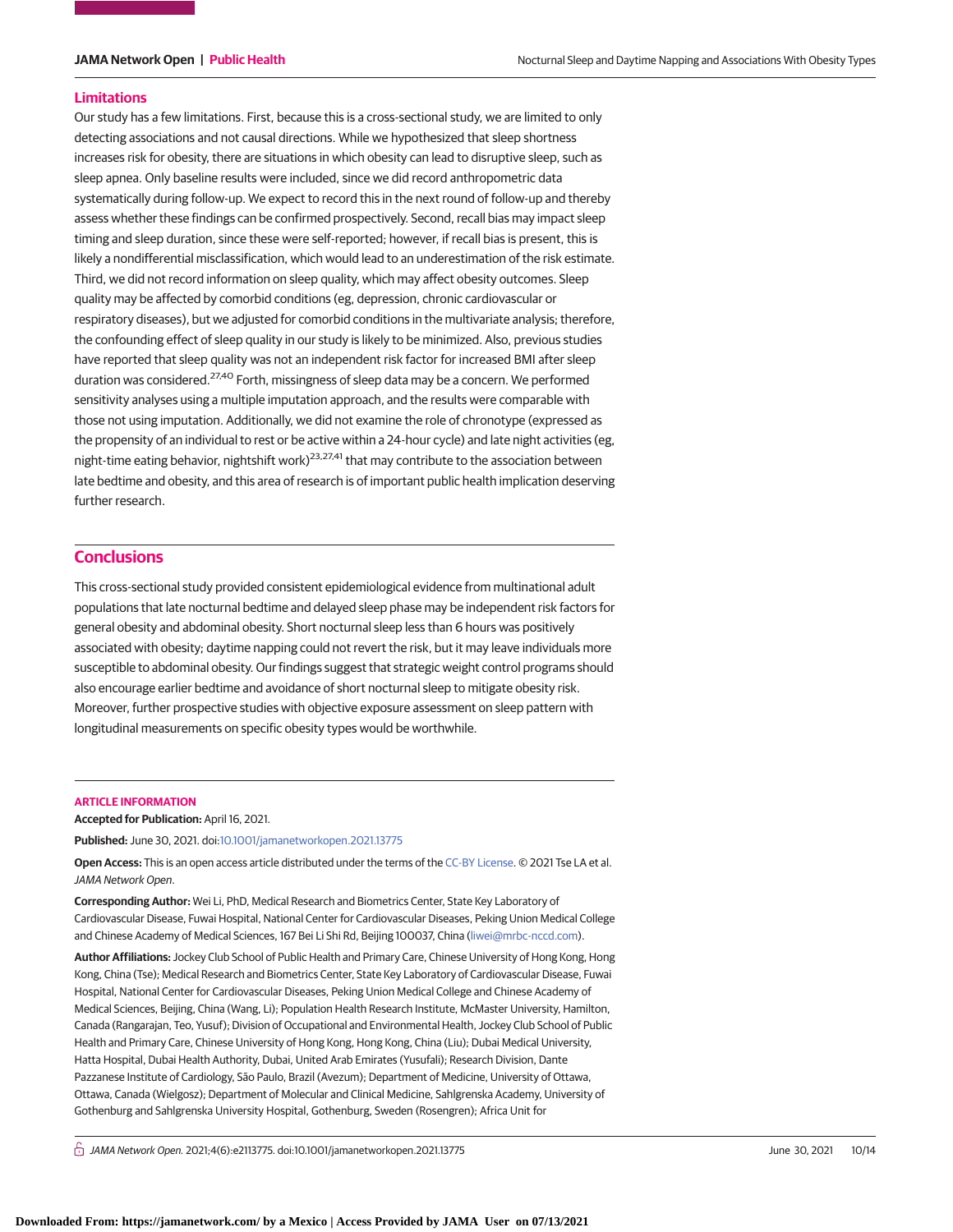## Limitations

Our study has a few limitations. First, because this is a cross-sectional study, we are limited to only detecting associations and not causal directions. While we hypothesized that sleep shortness increases risk for obesity, there are situations in which obesity can lead to disruptive sleep, such as sleep apnea. Only baseline results were included, since we did record anthropometric data systematically during follow-up. We expect to record this in the next round of follow-up and thereby assess whether these findings can be confirmed prospectively. Second, recall bias may impact sleep timing and sleep duration, since these were self-reported; however, if recall bias is present, this is likely a nondifferential misclassification, which would lead to an underestimation of the risk estimate. Third, we did not record information on sleep quality, which may affect obesity outcomes. Sleep quality may be affected by comorbid conditions (eg, depression, chronic cardiovascular or respiratory diseases), but we adjusted for comorbid conditions in the multivariate analysis; therefore, the confounding effect of sleep quality in our study is likely to be minimized. Also, previous studies have reported that sleep quality was not an independent risk factor for increased BMI after sleep duration was considered.[27,40] Forth, missingness of sleep data may be a concern. We performed sensitivity analyses using a multiple imputation approach, and the results were comparable with those not using imputation. Additionally, we did not examine the role of chronotype (expressed as the propensity of an individual to rest or be active within a 24-hour cycle) and late night activities (eg, night-time eating behavior, nightshift work)[23,27,41] that may contribute to the association between late bedtime and obesity, and this area of research is of important public health implication deserving further research.

## Conclusions

This cross-sectional study provided consistent epidemiological evidence from multinational adult populations that late nocturnal bedtime and delayed sleep phase may be independent risk factors for general obesity and abdominal obesity. Short nocturnal sleep less than 6 hours was positively associated with obesity; daytime napping could not revert the risk, but it may leave individuals more susceptible to abdominal obesity. Our findings suggest that strategic weight control programs should also encourage earlier bedtime and avoidance of short nocturnal sleep to mitigate obesity risk. Moreover, further prospective studies with objective exposure assessment on sleep pattern with longitudinal measurements on specific obesity types would be worthwhile.

### ARTICLE INFORMATION

**Accepted for Publication:** April 16, 2021.

**Published:** June 30, 2021. doi:10.1001/jamanetworkopen.2021.13775

**Open Access:** This is an open access article distributed under the terms of the CC-BY License. © 2021 Tse LA et al. *JAMA Network Open*.

**Corresponding Author:** Wei Li, PhD, Medical Research and Biometrics Center, State Key Laboratory of Cardiovascular Disease, Fuwai Hospital, National Center for Cardiovascular Diseases, Peking Union Medical College and Chinese Academy of Medical Sciences, 167 Bei Li Shi Rd, Beijing 100037, China (liwei@mrbc-nccd.com).

**Author Affiliations:** Jockey Club School of Public Health and Primary Care, Chinese University of Hong Kong, Hong Kong, China (Tse); Medical Research and Biometrics Center, State Key Laboratory of Cardiovascular Disease, Fuwai Hospital, National Center for Cardiovascular Diseases, Peking Union Medical College and Chinese Academy of Medical Sciences, Beijing, China (Wang, Li); Population Health Research Institute, McMaster University, Hamilton, Canada (Rangarajan, Teo, Yusuf); Division of Occupational and Environmental Health, Jockey Club School of Public Health and Primary Care, Chinese University of Hong Kong, Hong Kong, China (Liu); Dubai Medical University, Hatta Hospital, Dubai Health Authority, Dubai, United Arab Emirates (Yusufali); Research Division, Dante Pazzanese Institute of Cardiology, São Paulo, Brazil (Avezum); Department of Medicine, University of Ottawa, Ottawa, Canada (Wielgosz); Department of Molecular and Clinical Medicine, Sahlgrenska Academy, University of Gothenburg and Sahlgrenska University Hospital, Gothenburg, Sweden (Rosengren); Africa Unit for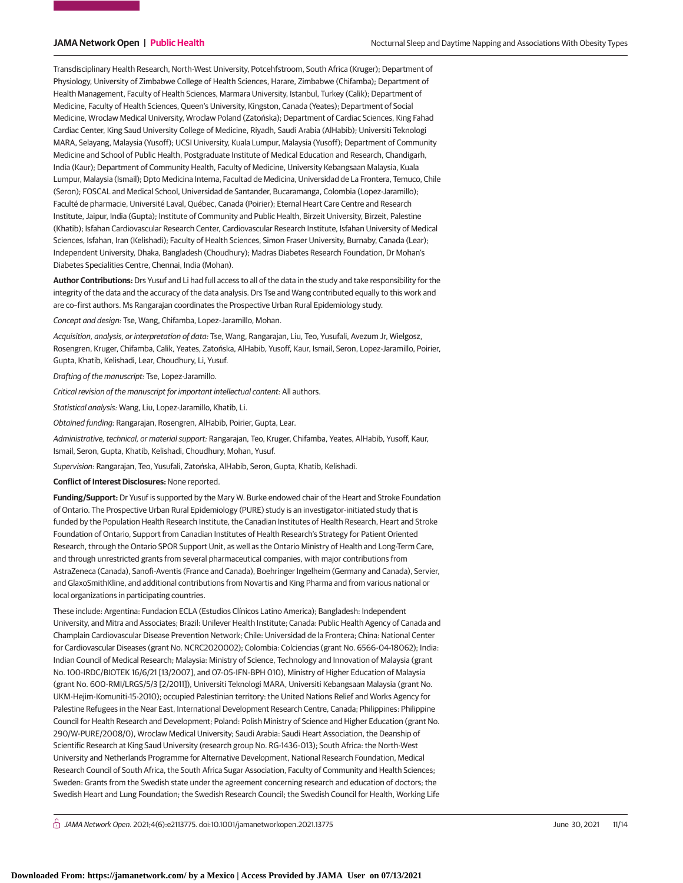Transdisciplinary Health Research, North-West University, Potcehfstroom, South Africa (Kruger); Department of Physiology, University of Zimbabwe College of Health Sciences, Harare, Zimbabwe (Chifamba); Department of Health Management, Faculty of Health Sciences, Marmara University, Istanbul, Turkey (Calik); Department of Medicine, Faculty of Health Sciences, Queen's University, Kingston, Canada (Yeates); Department of Social Medicine, Wroclaw Medical University, Wroclaw Poland (Zatońska); Department of Cardiac Sciences, King Fahad Cardiac Center, King Saud University College of Medicine, Riyadh, Saudi Arabia (AlHabib); Universiti Teknologi MARA, Selayang, Malaysia (Yusoff); UCSI University, Kuala Lumpur, Malaysia (Yusoff); Department of Community Medicine and School of Public Health, Postgraduate Institute of Medical Education and Research, Chandigarh, India (Kaur); Department of Community Health, Faculty of Medicine, University Kebangsaan Malaysia, Kuala Lumpur, Malaysia (Ismail); Dpto Medicina Interna, Facultad de Medicina, Universidad de La Frontera, Temuco, Chile (Seron); FOSCAL and Medical School, Universidad de Santander, Bucaramanga, Colombia (Lopez-Jaramillo); Faculté de pharmacie, Université Laval, Québec, Canada (Poirier); Eternal Heart Care Centre and Research Institute, Jaipur, India (Gupta); Institute of Community and Public Health, Birzeit University, Birzeit, Palestine (Khatib); Isfahan Cardiovascular Research Center, Cardiovascular Research Institute, Isfahan University of Medical Sciences, Isfahan, Iran (Kelishadi); Faculty of Health Sciences, Simon Fraser University, Burnaby, Canada (Lear); Independent University, Dhaka, Bangladesh (Choudhury); Madras Diabetes Research Foundation, Dr Mohan's Diabetes Specialities Centre, Chennai, India (Mohan).

**Author Contributions:** Drs Yusuf and Li had full access to all of the data in the study and take responsibility for the integrity of the data and the accuracy of the data analysis. Drs Tse and Wang contributed equally to this work and are co–first authors. Ms Rangarajan coordinates the Prospective Urban Rural Epidemiology study.

*Concept and design:* Tse, Wang, Chifamba, Lopez-Jaramillo, Mohan.

*Acquisition, analysis, or interpretation of data:* Tse, Wang, Rangarajan, Liu, Teo, Yusufali, Avezum Jr, Wielgosz, Rosengren, Kruger, Chifamba, Calik, Yeates, Zatońska, AlHabib, Yusoff, Kaur, Ismail, Seron, Lopez-Jaramillo, Poirier, Gupta, Khatib, Kelishadi, Lear, Choudhury, Li, Yusuf.

*Drafting of the manuscript:* Tse, Lopez-Jaramillo.

*Critical revision of the manuscript for important intellectual content:* All authors.

*Statistical analysis:* Wang, Liu, Lopez-Jaramillo, Khatib, Li.

*Obtained funding:* Rangarajan, Rosengren, AlHabib, Poirier, Gupta, Lear.

*Administrative, technical, or material support:* Rangarajan, Teo, Kruger, Chifamba, Yeates, AlHabib, Yusoff, Kaur, Ismail, Seron, Gupta, Khatib, Kelishadi, Choudhury, Mohan, Yusuf.

*Supervision:* Rangarajan, Teo, Yusufali, Zatońska, AlHabib, Seron, Gupta, Khatib, Kelishadi.

**Conflict of Interest Disclosures:** None reported.

**Funding/Support:** Dr Yusuf is supported by the Mary W. Burke endowed chair of the Heart and Stroke Foundation of Ontario. The Prospective Urban Rural Epidemiology (PURE) study is an investigator-initiated study that is funded by the Population Health Research Institute, the Canadian Institutes of Health Research, Heart and Stroke Foundation of Ontario, Support from Canadian Institutes of Health Research's Strategy for Patient Oriented Research, through the Ontario SPOR Support Unit, as well as the Ontario Ministry of Health and Long-Term Care, and through unrestricted grants from several pharmaceutical companies, with major contributions from AstraZeneca (Canada), Sanofi-Aventis (France and Canada), Boehringer Ingelheim (Germany and Canada), Servier, and GlaxoSmithKline, and additional contributions from Novartis and King Pharma and from various national or local organizations in participating countries.

These include: Argentina: Fundacion ECLA (Estudios Clínicos Latino America); Bangladesh: Independent University, and Mitra and Associates; Brazil: Unilever Health Institute; Canada: Public Health Agency of Canada and Champlain Cardiovascular Disease Prevention Network; Chile: Universidad de la Frontera; China: National Center for Cardiovascular Diseases (grant No. NCRC2020002); Colombia: Colciencias (grant No. 6566-04-18062); India: Indian Council of Medical Research; Malaysia: Ministry of Science, Technology and Innovation of Malaysia (grant No. 100-IRDC/BIOTEK 16/6/21 [13/2007], and 07-05-IFN-BPH 010), Ministry of Higher Education of Malaysia (grant No. 600-RMI/LRGS/5/3 [2/2011]), Universiti Teknologi MARA, Universiti Kebangsaan Malaysia (grant No. UKM-Hejim-Komuniti-15-2010); occupied Palestinian territory: the United Nations Relief and Works Agency for Palestine Refugees in the Near East, International Development Research Centre, Canada; Philippines: Philippine Council for Health Research and Development; Poland: Polish Ministry of Science and Higher Education (grant No. 290/W-PURE/2008/0), Wroclaw Medical University; Saudi Arabia: Saudi Heart Association, the Deanship of Scientific Research at King Saud University (research group No. RG-1436-013); South Africa: the North-West University and Netherlands Programme for Alternative Development, National Research Foundation, Medical Research Council of South Africa, the South Africa Sugar Association, Faculty of Community and Health Sciences; Sweden: Grants from the Swedish state under the agreement concerning research and education of doctors; the Swedish Heart and Lung Foundation; the Swedish Research Council; the Swedish Council for Health, Working Life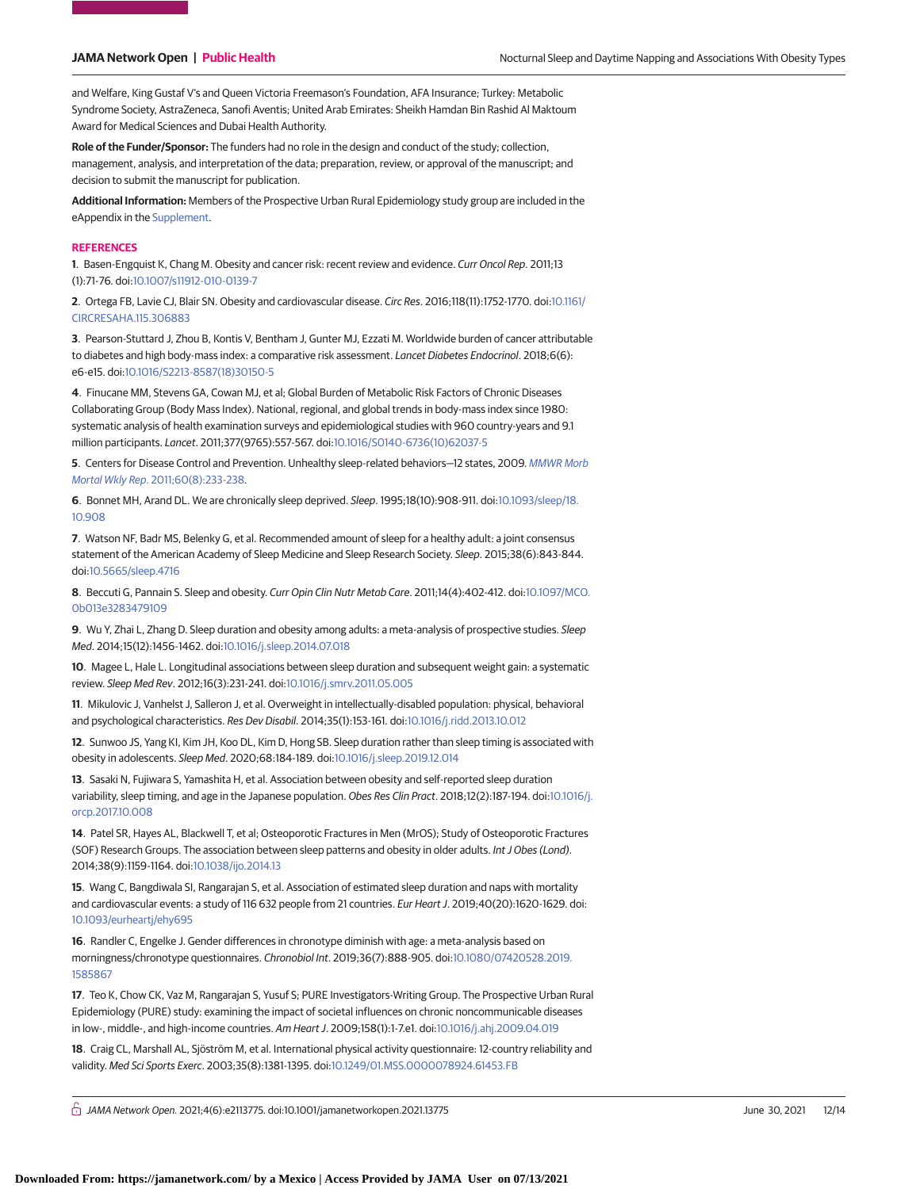and Welfare, King Gustaf V's and Queen Victoria Freemason's Foundation, AFA Insurance; Turkey: Metabolic Syndrome Society, AstraZeneca, Sanofi Aventis; United Arab Emirates: Sheikh Hamdan Bin Rashid Al Maktoum Award for Medical Sciences and Dubai Health Authority.

**Role of the Funder/Sponsor:** The funders had no role in the design and conduct of the study; collection, management, analysis, and interpretation of the data; preparation, review, or approval of the manuscript; and decision to submit the manuscript for publication.

**Additional Information:** Members of the Prospective Urban Rural Epidemiology study group are included in the eAppendix in the Supplement.

## REFERENCES

**1**. Basen-Engquist K, Chang M. Obesity and cancer risk: recent review and evidence. *Curr Oncol Rep*. 2011;13(1):71-76. doi:10.1007/s11912-010-0139-7

**2**. Ortega FB, Lavie CJ, Blair SN. Obesity and cardiovascular disease. *Circ Res*. 2016;118(11):1752-1770. doi:10.1161/CIRCRESAHA.115.306883

**3**. Pearson-Stuttard J, Zhou B, Kontis V, Bentham J, Gunter MJ, Ezzati M. Worldwide burden of cancer attributable to diabetes and high body-mass index: a comparative risk assessment. *Lancet Diabetes Endocrinol*. 2018;6(6):e6-e15. doi:10.1016/S2213-8587(18)30150-5

**4**. Finucane MM, Stevens GA, Cowan MJ, et al; Global Burden of Metabolic Risk Factors of Chronic Diseases Collaborating Group (Body Mass Index). National, regional, and global trends in body-mass index since 1980: systematic analysis of health examination surveys and epidemiological studies with 960 country-years and 9.1 million participants. *Lancet*. 2011;377(9765):557-567. doi:10.1016/S0140-6736(10)62037-5

**5**. Centers for Disease Control and Prevention. Unhealthy sleep-related behaviors—12 states, 2009. *MMWR Morb Mortal Wkly Rep*. 2011;60(8):233-238.

**6**. Bonnet MH, Arand DL. We are chronically sleep deprived. *Sleep*. 1995;18(10):908-911. doi:10.1093/sleep/18.10.908

**7**. Watson NF, Badr MS, Belenky G, et al. Recommended amount of sleep for a healthy adult: a joint consensus statement of the American Academy of Sleep Medicine and Sleep Research Society. *Sleep*. 2015;38(6):843-844. doi:10.5665/sleep.4716

**8**. Beccuti G, Pannain S. Sleep and obesity. *Curr Opin Clin Nutr Metab Care*. 2011;14(4):402-412. doi:10.1097/MCO.0b013e3283479109

**9**. Wu Y, Zhai L, Zhang D. Sleep duration and obesity among adults: a meta-analysis of prospective studies. *Sleep Med*. 2014;15(12):1456-1462. doi:10.1016/j.sleep.2014.07.018

**10**. Magee L, Hale L. Longitudinal associations between sleep duration and subsequent weight gain: a systematic review. *Sleep Med Rev*. 2012;16(3):231-241. doi:10.1016/j.smrv.2011.05.005

**11**. Mikulovic J, Vanhelst J, Salleron J, et al. Overweight in intellectually-disabled population: physical, behavioral and psychological characteristics. *Res Dev Disabil*. 2014;35(1):153-161. doi:10.1016/j.ridd.2013.10.012

**12**. Sunwoo JS, Yang KI, Kim JH, Koo DL, Kim D, Hong SB. Sleep duration rather than sleep timing is associated with obesity in adolescents. *Sleep Med*. 2020;68:184-189. doi:10.1016/j.sleep.2019.12.014

**13**. Sasaki N, Fujiwara S, Yamashita H, et al. Association between obesity and self-reported sleep duration variability, sleep timing, and age in the Japanese population. *Obes Res Clin Pract*. 2018;12(2):187-194. doi:10.1016/j.orcp.2017.10.008

**14**. Patel SR, Hayes AL, Blackwell T, et al; Osteoporotic Fractures in Men (MrOS); Study of Osteoporotic Fractures (SOF) Research Groups. The association between sleep patterns and obesity in older adults. *Int J Obes (Lond)*. 2014;38(9):1159-1164. doi:10.1038/ijo.2014.13

**15**. Wang C, Bangdiwala SI, Rangarajan S, et al. Association of estimated sleep duration and naps with mortality and cardiovascular events: a study of 116 632 people from 21 countries. *Eur Heart J*. 2019;40(20):1620-1629. doi:10.1093/eurheartj/ehy695

**16**. Randler C, Engelke J. Gender differences in chronotype diminish with age: a meta-analysis based on morningness/chronotype questionnaires. *Chronobiol Int*. 2019;36(7):888-905. doi:10.1080/07420528.2019.1585867

**17**. Teo K, Chow CK, Vaz M, Rangarajan S, Yusuf S; PURE Investigators-Writing Group. The Prospective Urban Rural Epidemiology (PURE) study: examining the impact of societal influences on chronic noncommunicable diseases in low-, middle-, and high-income countries. *Am Heart J*. 2009;158(1):1-7.e1. doi:10.1016/j.ahj.2009.04.019

**18**. Craig CL, Marshall AL, Sjöström M, et al. International physical activity questionnaire: 12-country reliability and validity. *Med Sci Sports Exerc*. 2003;35(8):1381-1395. doi:10.1249/01.MSS.0000078924.61453.FB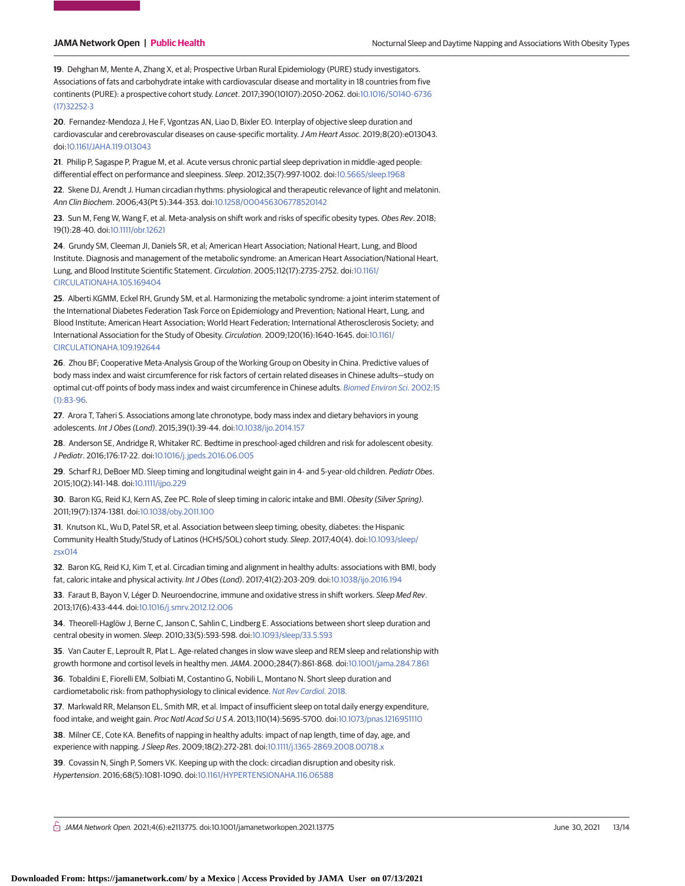19. Dehghan M, Mente A, Zhang X, et al; Prospective Urban Rural Epidemiology (PURE) study investigators. Associations of fats and carbohydrate intake with cardiovascular disease and mortality in 18 countries from five continents (PURE): a prospective cohort study. *Lancet*. 2017;390(10107):2050-2062. doi:10.1016/S0140-6736(17)32252-3

20. Fernandez-Mendoza J, He F, Vgontzas AN, Liao D, Bixler EO. Interplay of objective sleep duration and cardiovascular and cerebrovascular diseases on cause-specific mortality. *J Am Heart Assoc*. 2019;8(20):e013043. doi:10.1161/JAHA.119.013043

21. Philip P, Sagaspe P, Prague M, et al. Acute versus chronic partial sleep deprivation in middle-aged people: differential effect on performance and sleepiness. *Sleep*. 2012;35(7):997-1002. doi:10.5665/sleep.1968

22. Skene DJ, Arendt J. Human circadian rhythms: physiological and therapeutic relevance of light and melatonin. *Ann Clin Biochem*. 2006;43(Pt 5):344-353. doi:10.1258/000456306778520142

23. Sun M, Feng W, Wang F, et al. Meta-analysis on shift work and risks of specific obesity types. *Obes Rev*. 2018;19(1):28-40. doi:10.1111/obr.12621

24. Grundy SM, Cleeman JI, Daniels SR, et al; American Heart Association; National Heart, Lung, and Blood Institute. Diagnosis and management of the metabolic syndrome: an American Heart Association/National Heart, Lung, and Blood Institute Scientific Statement. *Circulation*. 2005;112(17):2735-2752. doi:10.1161/CIRCULATIONAHA.105.169404

25. Alberti KGMM, Eckel RH, Grundy SM, et al. Harmonizing the metabolic syndrome: a joint interim statement of the International Diabetes Federation Task Force on Epidemiology and Prevention; National Heart, Lung, and Blood Institute; American Heart Association; World Heart Federation; International Atherosclerosis Society; and International Association for the Study of Obesity. *Circulation*. 2009;120(16):1640-1645. doi:10.1161/CIRCULATIONAHA.109.192644

26. Zhou BF; Cooperative Meta-Analysis Group of the Working Group on Obesity in China. Predictive values of body mass index and waist circumference for risk factors of certain related diseases in Chinese adults—study on optimal cut-off points of body mass index and waist circumference in Chinese adults. *Biomed Environ Sci*. 2002;15(1):83-96.

27. Arora T, Taheri S. Associations among late chronotype, body mass index and dietary behaviors in young adolescents. *Int J Obes (Lond)*. 2015;39(1):39-44. doi:10.1038/ijo.2014.157

28. Anderson SE, Andridge R, Whitaker RC. Bedtime in preschool-aged children and risk for adolescent obesity. *J Pediatr*. 2016;176:17-22. doi:10.1016/j.jpeds.2016.06.005

29. Scharf RJ, DeBoer MD. Sleep timing and longitudinal weight gain in 4- and 5-year-old children. *Pediatr Obes*. 2015;10(2):141-148. doi:10.1111/ijpo.229

30. Baron KG, Reid KJ, Kern AS, Zee PC. Role of sleep timing in caloric intake and BMI. *Obesity (Silver Spring)*. 2011;19(7):1374-1381. doi:10.1038/oby.2011.100

31. Knutson KL, Wu D, Patel SR, et al. Association between sleep timing, obesity, diabetes: the Hispanic Community Health Study/Study of Latinos (HCHS/SOL) cohort study. *Sleep*. 2017;40(4). doi:10.1093/sleep/zsx014

32. Baron KG, Reid KJ, Kim T, et al. Circadian timing and alignment in healthy adults: associations with BMI, body fat, caloric intake and physical activity. *Int J Obes (Lond)*. 2017;41(2):203-209. doi:10.1038/ijo.2016.194

33. Faraut B, Bayon V, Léger D. Neuroendocrine, immune and oxidative stress in shift workers. *Sleep Med Rev*. 2013;17(6):433-444. doi:10.1016/j.smrv.2012.12.006

34. Theorell-Haglöw J, Berne C, Janson C, Sahlin C, Lindberg E. Associations between short sleep duration and central obesity in women. *Sleep*. 2010;33(5):593-598. doi:10.1093/sleep/33.5.593

35. Van Cauter E, Leproult R, Plat L. Age-related changes in slow wave sleep and REM sleep and relationship with growth hormone and cortisol levels in healthy men. *JAMA*. 2000;284(7):861-868. doi:10.1001/jama.284.7.861

36. Tobaldini E, Fiorelli EM, Solbiati M, Costantino G, Nobili L, Montano N. Short sleep duration and cardiometabolic risk: from pathophysiology to clinical evidence. *Nat Rev Cardiol*. 2018.

37. Markwald RR, Melanson EL, Smith MR, et al. Impact of insufficient sleep on total daily energy expenditure, food intake, and weight gain. *Proc Natl Acad Sci U S A*. 2013;110(14):5695-5700. doi:10.1073/pnas.1216951110

38. Milner CE, Cote KA. Benefits of napping in healthy adults: impact of nap length, time of day, age, and experience with napping. *J Sleep Res*. 2009;18(2):272-281. doi:10.1111/j.1365-2869.2008.00718.x

39. Covassin N, Singh P, Somers VK. Keeping up with the clock: circadian disruption and obesity risk. *Hypertension*. 2016;68(5):1081-1090. doi:10.1161/HYPERTENSIONAHA.116.06588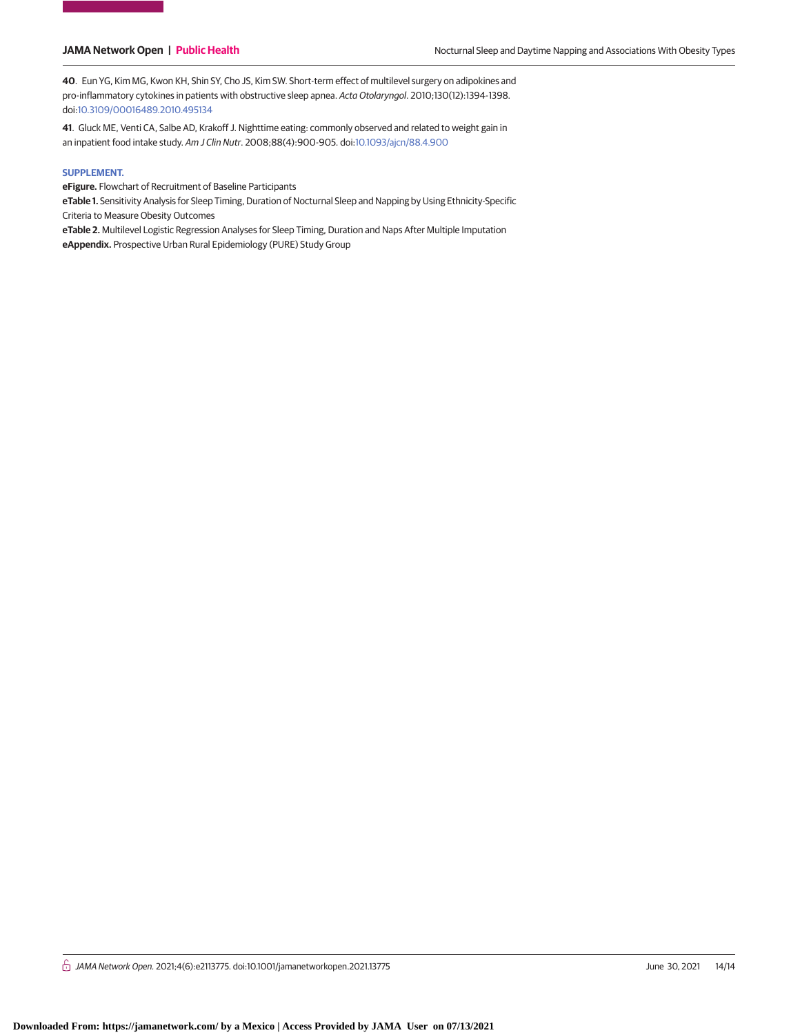**40**. Eun YG, Kim MG, Kwon KH, Shin SY, Cho JS, Kim SW. Short-term effect of multilevel surgery on adipokines and pro-inflammatory cytokines in patients with obstructive sleep apnea. *Acta Otolaryngol*. 2010;130(12):1394-1398. doi:10.3109/00016489.2010.495134

**41**. Gluck ME, Venti CA, Salbe AD, Krakoff J. Nighttime eating: commonly observed and related to weight gain in an inpatient food intake study. *Am J Clin Nutr*. 2008;88(4):900-905. doi:10.1093/ajcn/88.4.900

**SUPPLEMENT.**

**eFigure.** Flowchart of Recruitment of Baseline Participants

**eTable 1.** Sensitivity Analysis for Sleep Timing, Duration of Nocturnal Sleep and Napping by Using Ethnicity-Specific Criteria to Measure Obesity Outcomes

**eTable 2.** Multilevel Logistic Regression Analyses for Sleep Timing, Duration and Naps After Multiple Imputation

**eAppendix.** Prospective Urban Rural Epidemiology (PURE) Study Group